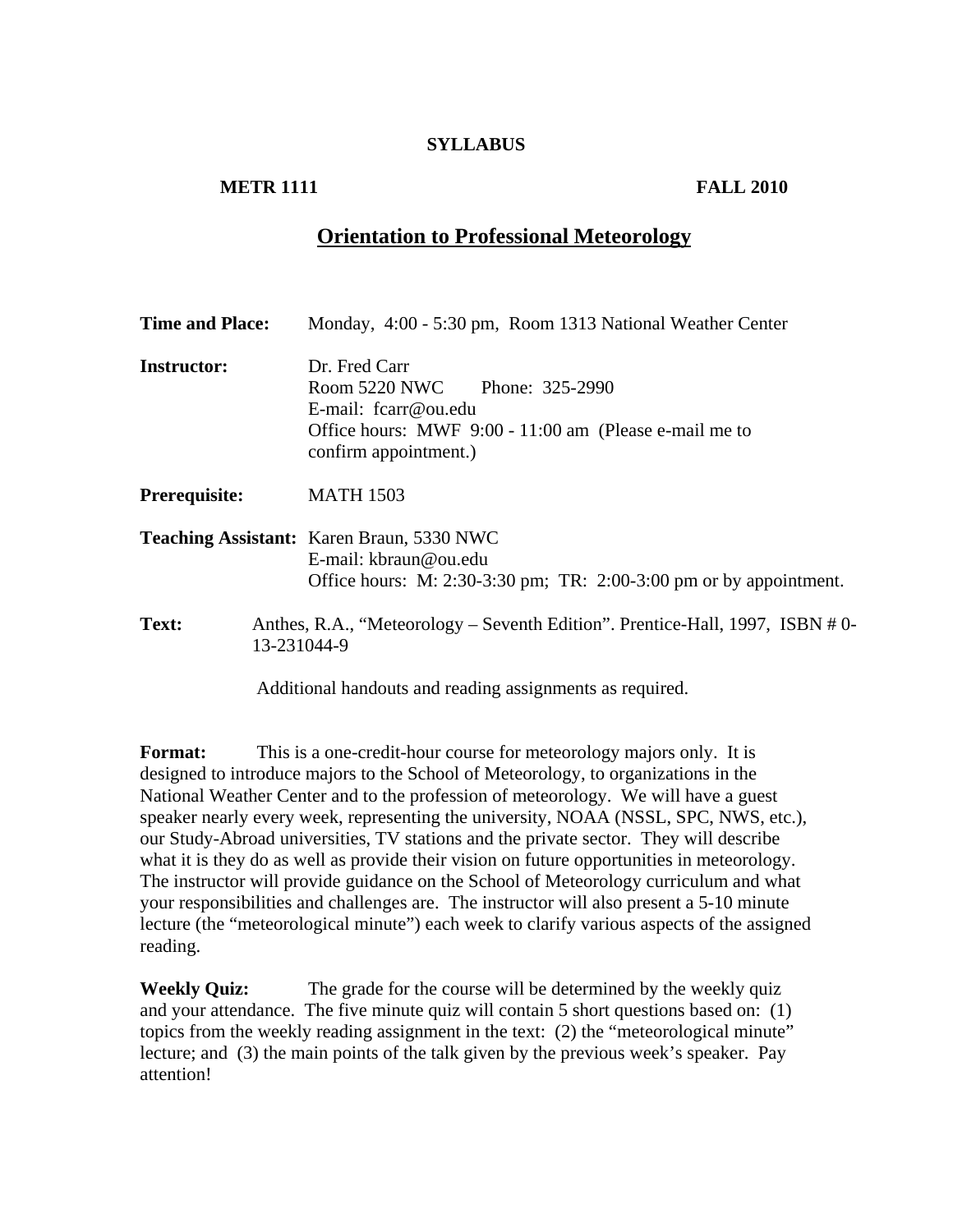**SYLLABUS**

**METR 1111** **FALL 2010**

# Orientation to Professional Meteorology

**Time and Place:** Monday, 4:00 - 5:30 pm, Room 1313 National Weather Center

**Instructor:** Dr. Fred Carr
Room 5220 NWC Phone: 325-2990
E-mail: fcarr@ou.edu
Office hours: MWF 9:00 - 11:00 am (Please e-mail me to confirm appointment.)

**Prerequisite:** MATH 1503

**Teaching Assistant:** Karen Braun, 5330 NWC
E-mail: kbraun@ou.edu
Office hours: M: 2:30-3:30 pm; TR: 2:00-3:00 pm or by appointment.

**Text:** Anthes, R.A., "Meteorology – Seventh Edition". Prentice-Hall, 1997, ISBN # 0-13-231044-9

Additional handouts and reading assignments as required.

**Format:** This is a one-credit-hour course for meteorology majors only. It is designed to introduce majors to the School of Meteorology, to organizations in the National Weather Center and to the profession of meteorology. We will have a guest speaker nearly every week, representing the university, NOAA (NSSL, SPC, NWS, etc.), our Study-Abroad universities, TV stations and the private sector. They will describe what it is they do as well as provide their vision on future opportunities in meteorology. The instructor will provide guidance on the School of Meteorology curriculum and what your responsibilities and challenges are. The instructor will also present a 5-10 minute lecture (the "meteorological minute") each week to clarify various aspects of the assigned reading.

**Weekly Quiz:** The grade for the course will be determined by the weekly quiz and your attendance. The five minute quiz will contain 5 short questions based on: (1) topics from the weekly reading assignment in the text: (2) the "meteorological minute" lecture; and (3) the main points of the talk given by the previous week's speaker. Pay attention!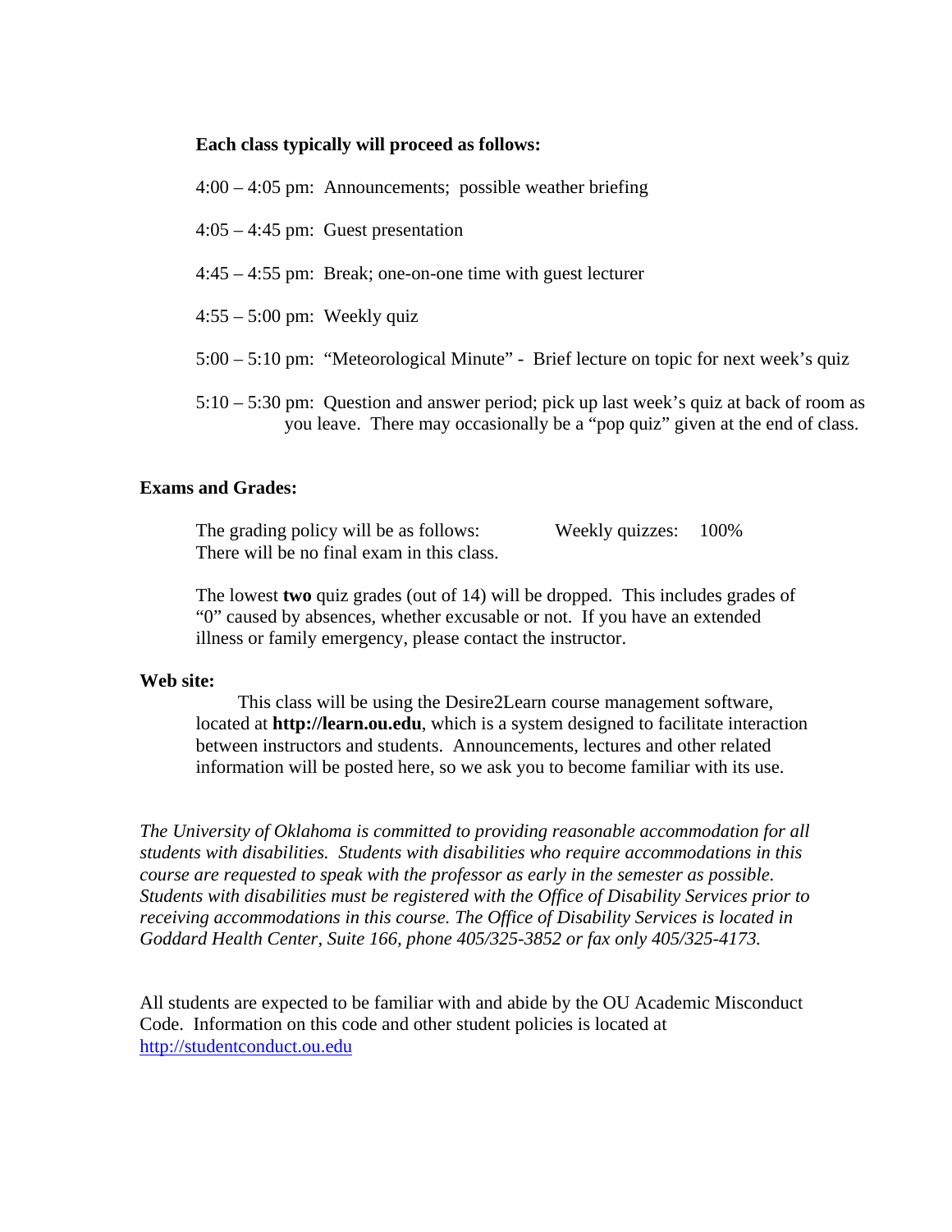**Each class typically will proceed as follows:**

4:00 – 4:05 pm: Announcements; possible weather briefing

4:05 – 4:45 pm: Guest presentation

4:45 – 4:55 pm: Break; one-on-one time with guest lecturer

4:55 – 5:00 pm: Weekly quiz

5:00 – 5:10 pm: "Meteorological Minute" - Brief lecture on topic for next week's quiz

5:10 – 5:30 pm: Question and answer period; pick up last week's quiz at back of room as you leave. There may occasionally be a "pop quiz" given at the end of class.

**Exams and Grades:**

The grading policy will be as follows: Weekly quizzes: 100%
There will be no final exam in this class.

The lowest **two** quiz grades (out of 14) will be dropped. This includes grades of "0" caused by absences, whether excusable or not. If you have an extended illness or family emergency, please contact the instructor.

**Web site:**

This class will be using the Desire2Learn course management software, located at **http://learn.ou.edu**, which is a system designed to facilitate interaction between instructors and students. Announcements, lectures and other related information will be posted here, so we ask you to become familiar with its use.

*The University of Oklahoma is committed to providing reasonable accommodation for all students with disabilities. Students with disabilities who require accommodations in this course are requested to speak with the professor as early in the semester as possible. Students with disabilities must be registered with the Office of Disability Services prior to receiving accommodations in this course. The Office of Disability Services is located in Goddard Health Center, Suite 166, phone 405/325-3852 or fax only 405/325-4173.*

All students are expected to be familiar with and abide by the OU Academic Misconduct Code. Information on this code and other student policies is located at http://studentconduct.ou.edu